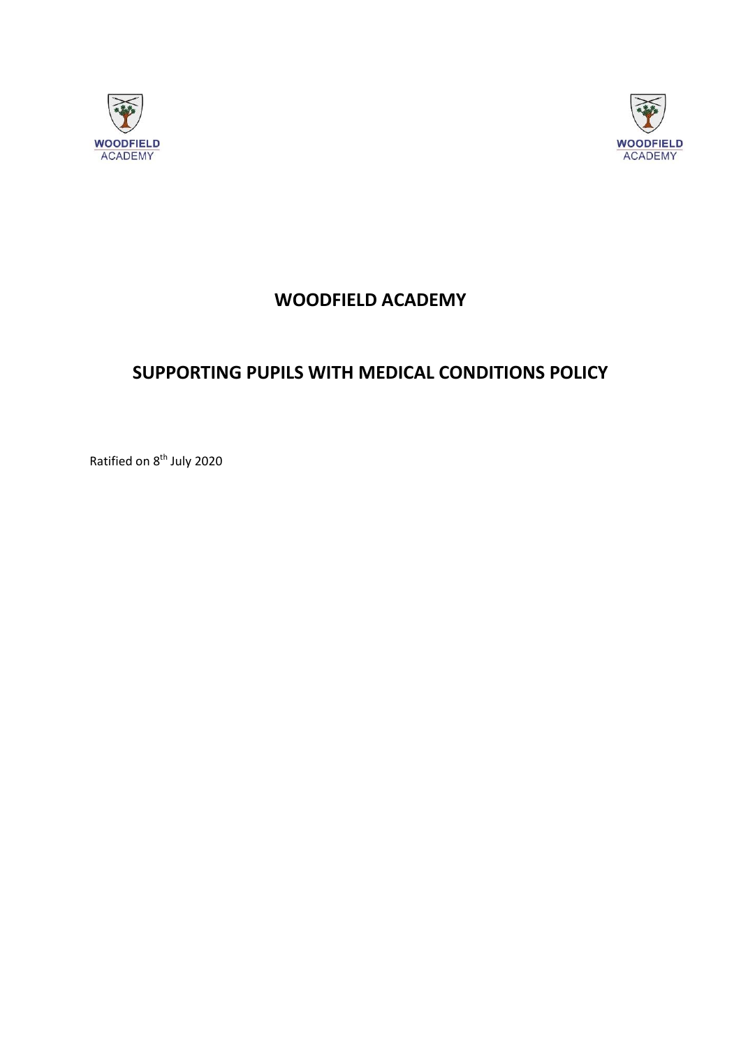WOODFIELD ACADEMY

WOODFIELD ACADEMY

# WOODFIELD ACADEMY

# SUPPORTING PUPILS WITH MEDICAL CONDITIONS POLICY

Ratified on 8th July 2020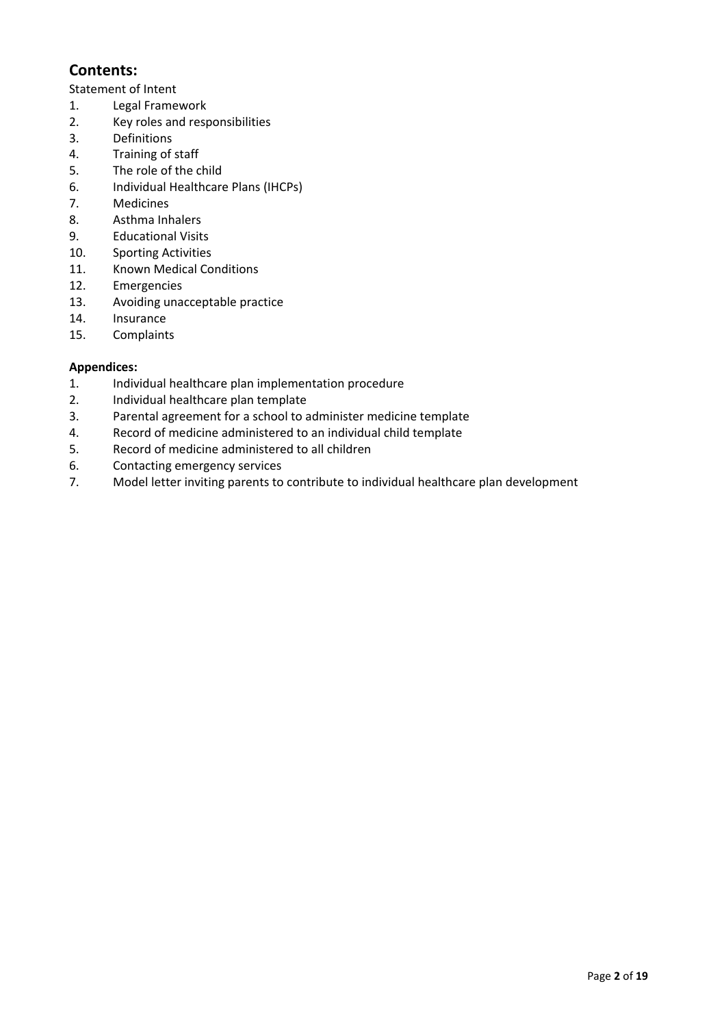## Contents:

Statement of Intent

1. Legal Framework
2. Key roles and responsibilities
3. Definitions
4. Training of staff
5. The role of the child
6. Individual Healthcare Plans (IHCPs)
7. Medicines
8. Asthma Inhalers
9. Educational Visits
10. Sporting Activities
11. Known Medical Conditions
12. Emergencies
13. Avoiding unacceptable practice
14. Insurance
15. Complaints

**Appendices:**

1. Individual healthcare plan implementation procedure
2. Individual healthcare plan template
3. Parental agreement for a school to administer medicine template
4. Record of medicine administered to an individual child template
5. Record of medicine administered to all children
6. Contacting emergency services
7. Model letter inviting parents to contribute to individual healthcare plan development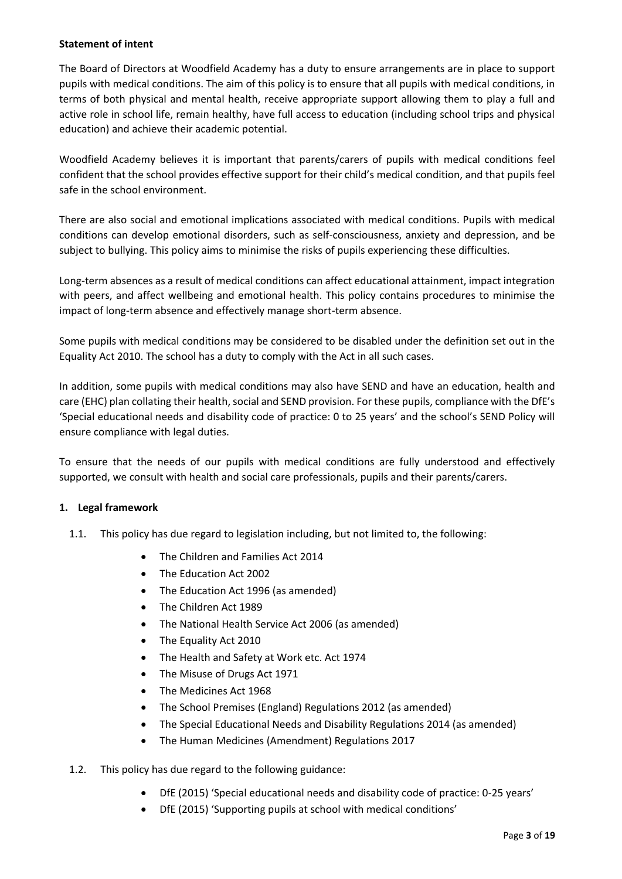**Statement of intent**

The Board of Directors at Woodfield Academy has a duty to ensure arrangements are in place to support pupils with medical conditions. The aim of this policy is to ensure that all pupils with medical conditions, in terms of both physical and mental health, receive appropriate support allowing them to play a full and active role in school life, remain healthy, have full access to education (including school trips and physical education) and achieve their academic potential.

Woodfield Academy believes it is important that parents/carers of pupils with medical conditions feel confident that the school provides effective support for their child's medical condition, and that pupils feel safe in the school environment.

There are also social and emotional implications associated with medical conditions. Pupils with medical conditions can develop emotional disorders, such as self-consciousness, anxiety and depression, and be subject to bullying. This policy aims to minimise the risks of pupils experiencing these difficulties.

Long-term absences as a result of medical conditions can affect educational attainment, impact integration with peers, and affect wellbeing and emotional health. This policy contains procedures to minimise the impact of long-term absence and effectively manage short-term absence.

Some pupils with medical conditions may be considered to be disabled under the definition set out in the Equality Act 2010. The school has a duty to comply with the Act in all such cases.

In addition, some pupils with medical conditions may also have SEND and have an education, health and care (EHC) plan collating their health, social and SEND provision. For these pupils, compliance with the DfE's 'Special educational needs and disability code of practice: 0 to 25 years' and the school's SEND Policy will ensure compliance with legal duties.

To ensure that the needs of our pupils with medical conditions are fully understood and effectively supported, we consult with health and social care professionals, pupils and their parents/carers.

**1. Legal framework**

1.1. This policy has due regard to legislation including, but not limited to, the following:

- The Children and Families Act 2014
- The Education Act 2002
- The Education Act 1996 (as amended)
- The Children Act 1989
- The National Health Service Act 2006 (as amended)
- The Equality Act 2010
- The Health and Safety at Work etc. Act 1974
- The Misuse of Drugs Act 1971
- The Medicines Act 1968
- The School Premises (England) Regulations 2012 (as amended)
- The Special Educational Needs and Disability Regulations 2014 (as amended)
- The Human Medicines (Amendment) Regulations 2017

1.2. This policy has due regard to the following guidance:

- DfE (2015) 'Special educational needs and disability code of practice: 0-25 years'
- DfE (2015) 'Supporting pupils at school with medical conditions'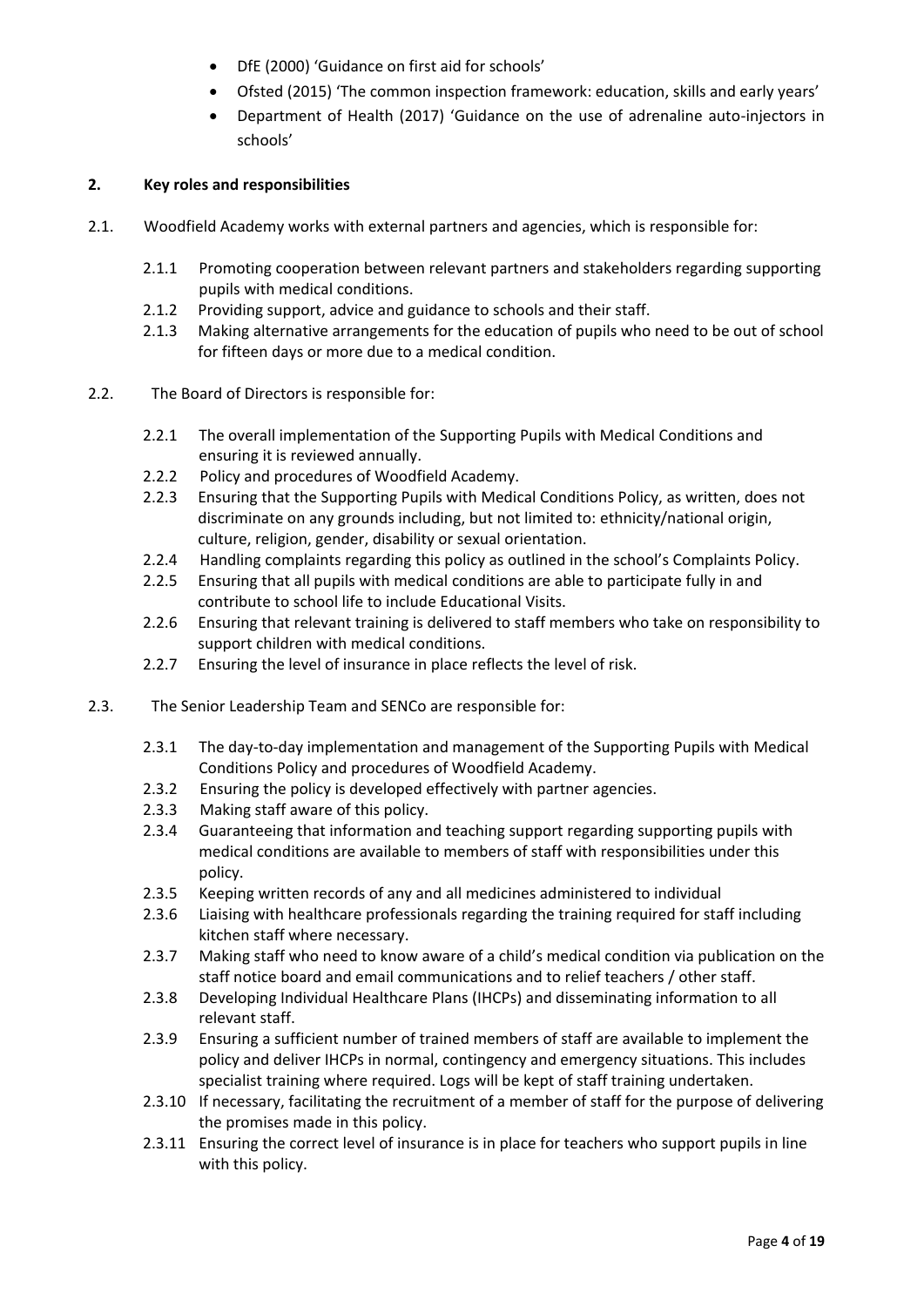- DfE (2000) 'Guidance on first aid for schools'
- Ofsted (2015) 'The common inspection framework: education, skills and early years'
- Department of Health (2017) 'Guidance on the use of adrenaline auto-injectors in schools'

## 2. Key roles and responsibilities

2.1. Woodfield Academy works with external partners and agencies, which is responsible for:

- 2.1.1 Promoting cooperation between relevant partners and stakeholders regarding supporting pupils with medical conditions.
- 2.1.2 Providing support, advice and guidance to schools and their staff.
- 2.1.3 Making alternative arrangements for the education of pupils who need to be out of school for fifteen days or more due to a medical condition.

2.2. The Board of Directors is responsible for:

- 2.2.1 The overall implementation of the Supporting Pupils with Medical Conditions and ensuring it is reviewed annually.
- 2.2.2 Policy and procedures of Woodfield Academy.
- 2.2.3 Ensuring that the Supporting Pupils with Medical Conditions Policy, as written, does not discriminate on any grounds including, but not limited to: ethnicity/national origin, culture, religion, gender, disability or sexual orientation.
- 2.2.4 Handling complaints regarding this policy as outlined in the school's Complaints Policy.
- 2.2.5 Ensuring that all pupils with medical conditions are able to participate fully in and contribute to school life to include Educational Visits.
- 2.2.6 Ensuring that relevant training is delivered to staff members who take on responsibility to support children with medical conditions.
- 2.2.7 Ensuring the level of insurance in place reflects the level of risk.

2.3. The Senior Leadership Team and SENCo are responsible for:

- 2.3.1 The day-to-day implementation and management of the Supporting Pupils with Medical Conditions Policy and procedures of Woodfield Academy.
- 2.3.2 Ensuring the policy is developed effectively with partner agencies.
- 2.3.3 Making staff aware of this policy.
- 2.3.4 Guaranteeing that information and teaching support regarding supporting pupils with medical conditions are available to members of staff with responsibilities under this policy.
- 2.3.5 Keeping written records of any and all medicines administered to individual
- 2.3.6 Liaising with healthcare professionals regarding the training required for staff including kitchen staff where necessary.
- 2.3.7 Making staff who need to know aware of a child's medical condition via publication on the staff notice board and email communications and to relief teachers / other staff.
- 2.3.8 Developing Individual Healthcare Plans (IHCPs) and disseminating information to all relevant staff.
- 2.3.9 Ensuring a sufficient number of trained members of staff are available to implement the policy and deliver IHCPs in normal, contingency and emergency situations. This includes specialist training where required. Logs will be kept of staff training undertaken.
- 2.3.10 If necessary, facilitating the recruitment of a member of staff for the purpose of delivering the promises made in this policy.
- 2.3.11 Ensuring the correct level of insurance is in place for teachers who support pupils in line with this policy.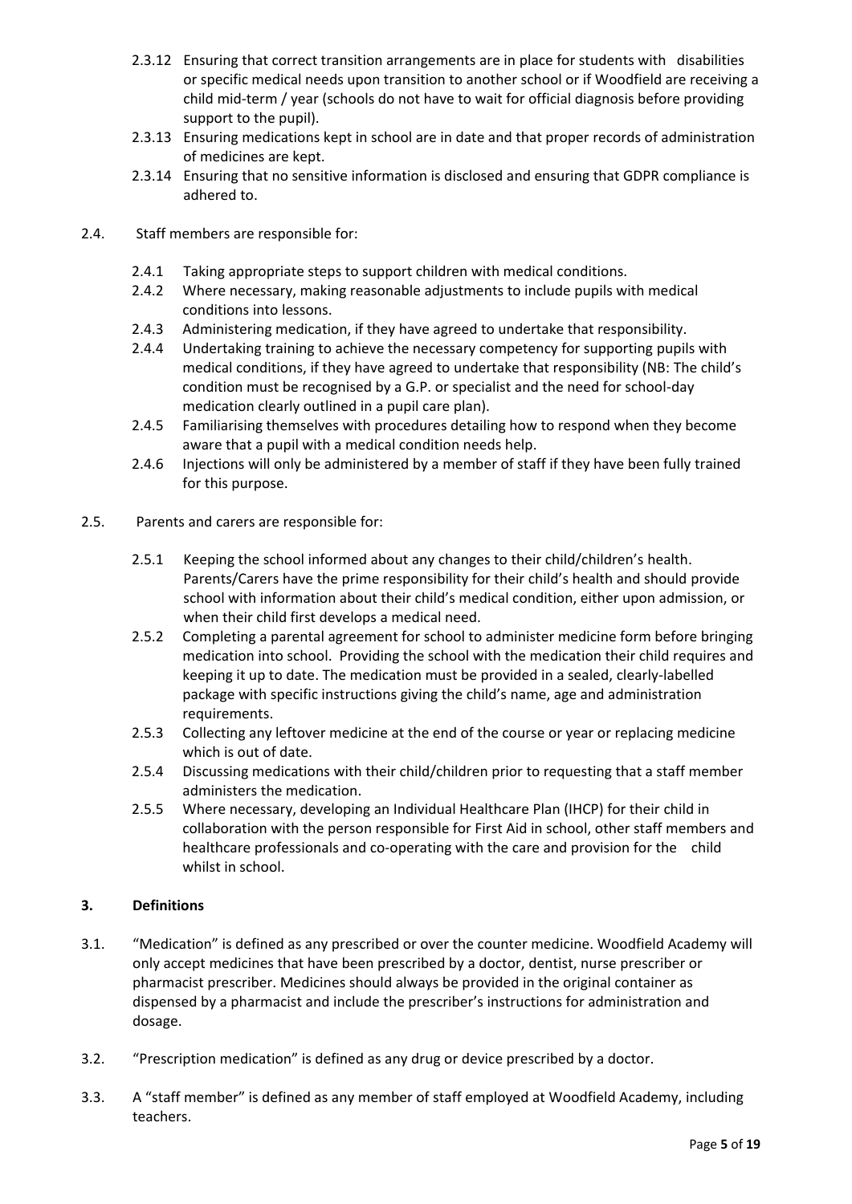2.3.12 Ensuring that correct transition arrangements are in place for students with disabilities or specific medical needs upon transition to another school or if Woodfield are receiving a child mid-term / year (schools do not have to wait for official diagnosis before providing support to the pupil).

2.3.13 Ensuring medications kept in school are in date and that proper records of administration of medicines are kept.

2.3.14 Ensuring that no sensitive information is disclosed and ensuring that GDPR compliance is adhered to.

2.4. Staff members are responsible for:

2.4.1 Taking appropriate steps to support children with medical conditions.

2.4.2 Where necessary, making reasonable adjustments to include pupils with medical conditions into lessons.

2.4.3 Administering medication, if they have agreed to undertake that responsibility.

2.4.4 Undertaking training to achieve the necessary competency for supporting pupils with medical conditions, if they have agreed to undertake that responsibility (NB: The child's condition must be recognised by a G.P. or specialist and the need for school-day medication clearly outlined in a pupil care plan).

2.4.5 Familiarising themselves with procedures detailing how to respond when they become aware that a pupil with a medical condition needs help.

2.4.6 Injections will only be administered by a member of staff if they have been fully trained for this purpose.

2.5. Parents and carers are responsible for:

2.5.1 Keeping the school informed about any changes to their child/children's health. Parents/Carers have the prime responsibility for their child's health and should provide school with information about their child's medical condition, either upon admission, or when their child first develops a medical need.

2.5.2 Completing a parental agreement for school to administer medicine form before bringing medication into school. Providing the school with the medication their child requires and keeping it up to date. The medication must be provided in a sealed, clearly-labelled package with specific instructions giving the child's name, age and administration requirements.

2.5.3 Collecting any leftover medicine at the end of the course or year or replacing medicine which is out of date.

2.5.4 Discussing medications with their child/children prior to requesting that a staff member administers the medication.

2.5.5 Where necessary, developing an Individual Healthcare Plan (IHCP) for their child in collaboration with the person responsible for First Aid in school, other staff members and healthcare professionals and co-operating with the care and provision for the child whilst in school.

## 3. Definitions

3.1. "Medication" is defined as any prescribed or over the counter medicine. Woodfield Academy will only accept medicines that have been prescribed by a doctor, dentist, nurse prescriber or pharmacist prescriber. Medicines should always be provided in the original container as dispensed by a pharmacist and include the prescriber's instructions for administration and dosage.

3.2. "Prescription medication" is defined as any drug or device prescribed by a doctor.

3.3. A "staff member" is defined as any member of staff employed at Woodfield Academy, including teachers.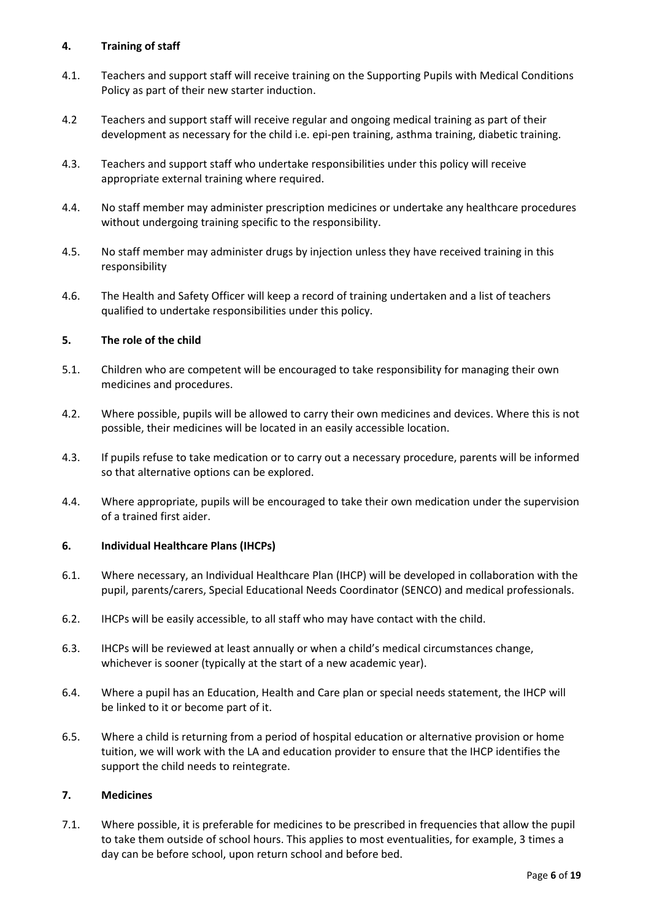## 4. Training of staff

4.1. Teachers and support staff will receive training on the Supporting Pupils with Medical Conditions Policy as part of their new starter induction.

4.2 Teachers and support staff will receive regular and ongoing medical training as part of their development as necessary for the child i.e. epi-pen training, asthma training, diabetic training.

4.3. Teachers and support staff who undertake responsibilities under this policy will receive appropriate external training where required.

4.4. No staff member may administer prescription medicines or undertake any healthcare procedures without undergoing training specific to the responsibility.

4.5. No staff member may administer drugs by injection unless they have received training in this responsibility

4.6. The Health and Safety Officer will keep a record of training undertaken and a list of teachers qualified to undertake responsibilities under this policy.

## 5. The role of the child

5.1. Children who are competent will be encouraged to take responsibility for managing their own medicines and procedures.

4.2. Where possible, pupils will be allowed to carry their own medicines and devices. Where this is not possible, their medicines will be located in an easily accessible location.

4.3. If pupils refuse to take medication or to carry out a necessary procedure, parents will be informed so that alternative options can be explored.

4.4. Where appropriate, pupils will be encouraged to take their own medication under the supervision of a trained first aider.

## 6. Individual Healthcare Plans (IHCPs)

6.1. Where necessary, an Individual Healthcare Plan (IHCP) will be developed in collaboration with the pupil, parents/carers, Special Educational Needs Coordinator (SENCO) and medical professionals.

6.2. IHCPs will be easily accessible, to all staff who may have contact with the child.

6.3. IHCPs will be reviewed at least annually or when a child's medical circumstances change, whichever is sooner (typically at the start of a new academic year).

6.4. Where a pupil has an Education, Health and Care plan or special needs statement, the IHCP will be linked to it or become part of it.

6.5. Where a child is returning from a period of hospital education or alternative provision or home tuition, we will work with the LA and education provider to ensure that the IHCP identifies the support the child needs to reintegrate.

## 7. Medicines

7.1. Where possible, it is preferable for medicines to be prescribed in frequencies that allow the pupil to take them outside of school hours. This applies to most eventualities, for example, 3 times a day can be before school, upon return school and before bed.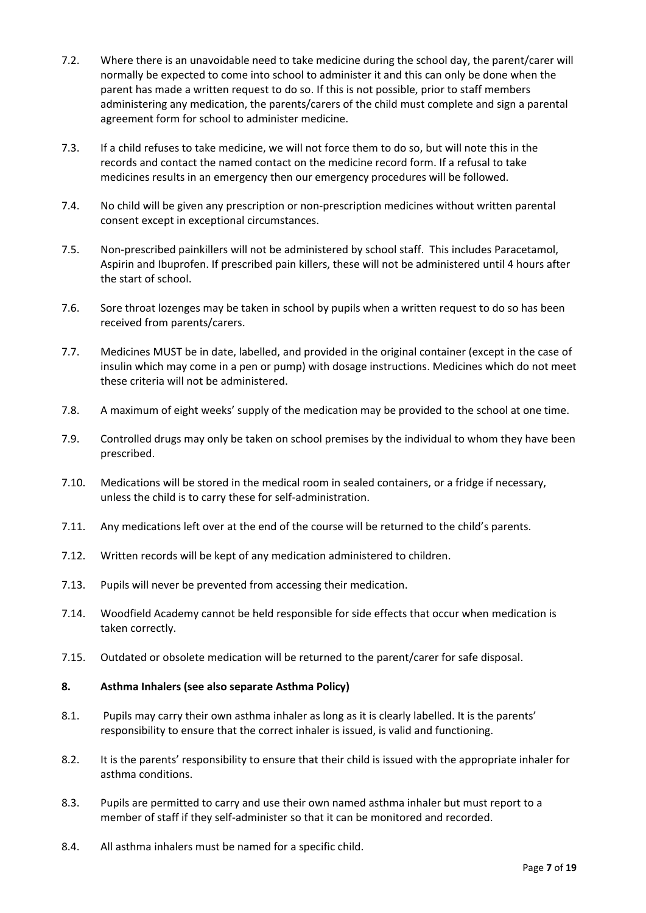7.2. Where there is an unavoidable need to take medicine during the school day, the parent/carer will normally be expected to come into school to administer it and this can only be done when the parent has made a written request to do so. If this is not possible, prior to staff members administering any medication, the parents/carers of the child must complete and sign a parental agreement form for school to administer medicine.

7.3. If a child refuses to take medicine, we will not force them to do so, but will note this in the records and contact the named contact on the medicine record form. If a refusal to take medicines results in an emergency then our emergency procedures will be followed.

7.4. No child will be given any prescription or non-prescription medicines without written parental consent except in exceptional circumstances.

7.5. Non-prescribed painkillers will not be administered by school staff. This includes Paracetamol, Aspirin and Ibuprofen. If prescribed pain killers, these will not be administered until 4 hours after the start of school.

7.6. Sore throat lozenges may be taken in school by pupils when a written request to do so has been received from parents/carers.

7.7. Medicines MUST be in date, labelled, and provided in the original container (except in the case of insulin which may come in a pen or pump) with dosage instructions. Medicines which do not meet these criteria will not be administered.

7.8. A maximum of eight weeks' supply of the medication may be provided to the school at one time.

7.9. Controlled drugs may only be taken on school premises by the individual to whom they have been prescribed.

7.10. Medications will be stored in the medical room in sealed containers, or a fridge if necessary, unless the child is to carry these for self-administration.

7.11. Any medications left over at the end of the course will be returned to the child's parents.

7.12. Written records will be kept of any medication administered to children.

7.13. Pupils will never be prevented from accessing their medication.

7.14. Woodfield Academy cannot be held responsible for side effects that occur when medication is taken correctly.

7.15. Outdated or obsolete medication will be returned to the parent/carer for safe disposal.

## 8. Asthma Inhalers (see also separate Asthma Policy)

8.1. Pupils may carry their own asthma inhaler as long as it is clearly labelled. It is the parents' responsibility to ensure that the correct inhaler is issued, is valid and functioning.

8.2. It is the parents' responsibility to ensure that their child is issued with the appropriate inhaler for asthma conditions.

8.3. Pupils are permitted to carry and use their own named asthma inhaler but must report to a member of staff if they self-administer so that it can be monitored and recorded.

8.4. All asthma inhalers must be named for a specific child.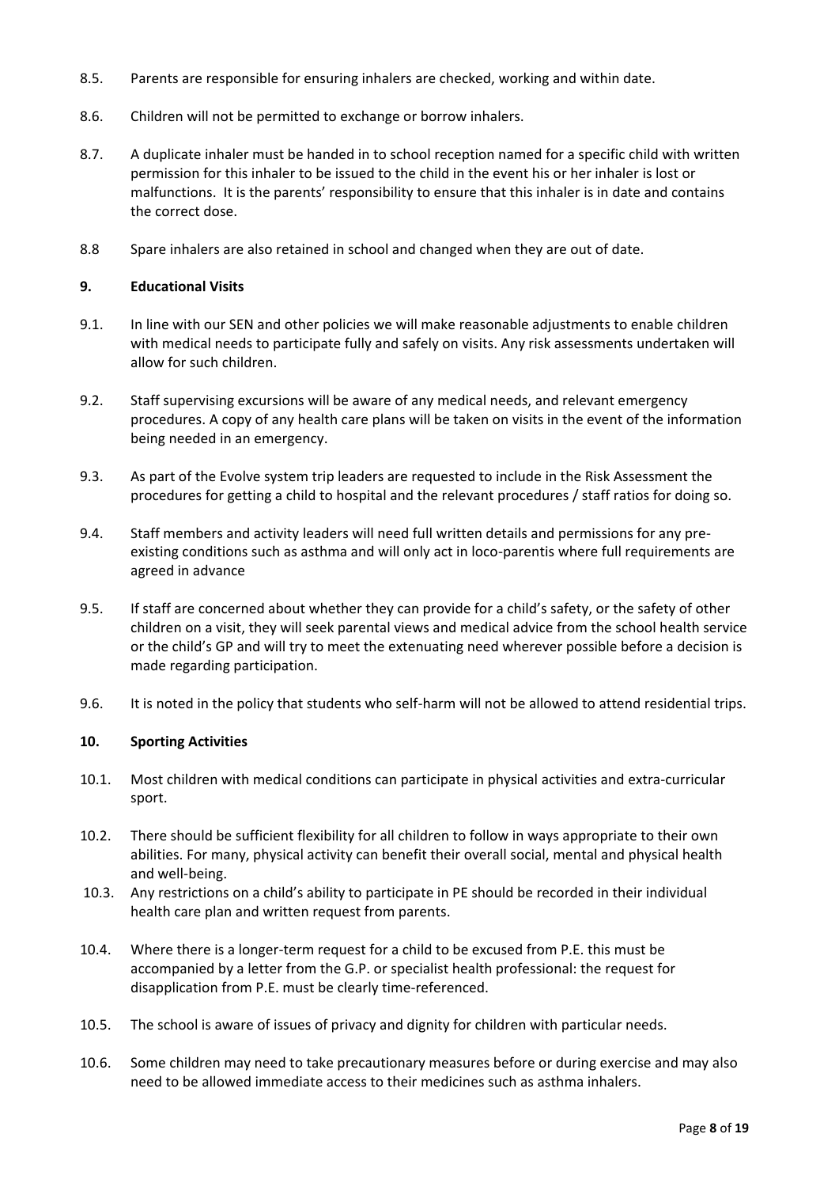8.5. Parents are responsible for ensuring inhalers are checked, working and within date.

8.6. Children will not be permitted to exchange or borrow inhalers.

8.7. A duplicate inhaler must be handed in to school reception named for a specific child with written permission for this inhaler to be issued to the child in the event his or her inhaler is lost or malfunctions. It is the parents' responsibility to ensure that this inhaler is in date and contains the correct dose.

8.8 Spare inhalers are also retained in school and changed when they are out of date.

**9. Educational Visits**

9.1. In line with our SEN and other policies we will make reasonable adjustments to enable children with medical needs to participate fully and safely on visits. Any risk assessments undertaken will allow for such children.

9.2. Staff supervising excursions will be aware of any medical needs, and relevant emergency procedures. A copy of any health care plans will be taken on visits in the event of the information being needed in an emergency.

9.3. As part of the Evolve system trip leaders are requested to include in the Risk Assessment the procedures for getting a child to hospital and the relevant procedures / staff ratios for doing so.

9.4. Staff members and activity leaders will need full written details and permissions for any pre-existing conditions such as asthma and will only act in loco-parentis where full requirements are agreed in advance

9.5. If staff are concerned about whether they can provide for a child's safety, or the safety of other children on a visit, they will seek parental views and medical advice from the school health service or the child's GP and will try to meet the extenuating need wherever possible before a decision is made regarding participation.

9.6. It is noted in the policy that students who self-harm will not be allowed to attend residential trips.

**10. Sporting Activities**

10.1. Most children with medical conditions can participate in physical activities and extra-curricular sport.

10.2. There should be sufficient flexibility for all children to follow in ways appropriate to their own abilities. For many, physical activity can benefit their overall social, mental and physical health and well-being.

10.3. Any restrictions on a child's ability to participate in PE should be recorded in their individual health care plan and written request from parents.

10.4. Where there is a longer-term request for a child to be excused from P.E. this must be accompanied by a letter from the G.P. or specialist health professional: the request for disapplication from P.E. must be clearly time-referenced.

10.5. The school is aware of issues of privacy and dignity for children with particular needs.

10.6. Some children may need to take precautionary measures before or during exercise and may also need to be allowed immediate access to their medicines such as asthma inhalers.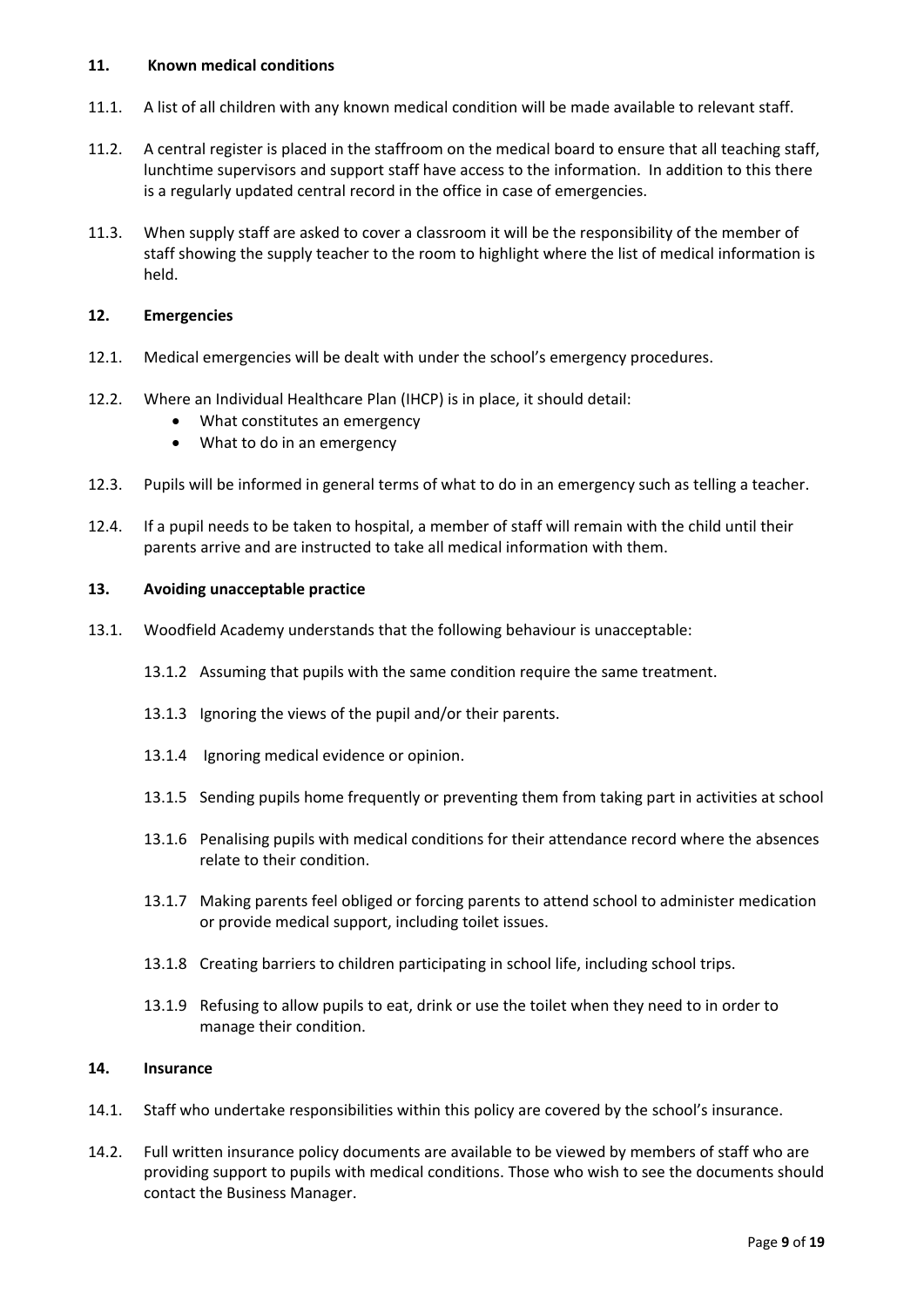## 11. Known medical conditions

11.1. A list of all children with any known medical condition will be made available to relevant staff.

11.2. A central register is placed in the staffroom on the medical board to ensure that all teaching staff, lunchtime supervisors and support staff have access to the information. In addition to this there is a regularly updated central record in the office in case of emergencies.

11.3. When supply staff are asked to cover a classroom it will be the responsibility of the member of staff showing the supply teacher to the room to highlight where the list of medical information is held.

## 12. Emergencies

12.1. Medical emergencies will be dealt with under the school's emergency procedures.

12.2. Where an Individual Healthcare Plan (IHCP) is in place, it should detail:

- What constitutes an emergency
- What to do in an emergency

12.3. Pupils will be informed in general terms of what to do in an emergency such as telling a teacher.

12.4. If a pupil needs to be taken to hospital, a member of staff will remain with the child until their parents arrive and are instructed to take all medical information with them.

## 13. Avoiding unacceptable practice

13.1. Woodfield Academy understands that the following behaviour is unacceptable:

13.1.2 Assuming that pupils with the same condition require the same treatment.

13.1.3 Ignoring the views of the pupil and/or their parents.

13.1.4 Ignoring medical evidence or opinion.

13.1.5 Sending pupils home frequently or preventing them from taking part in activities at school

13.1.6 Penalising pupils with medical conditions for their attendance record where the absences relate to their condition.

13.1.7 Making parents feel obliged or forcing parents to attend school to administer medication or provide medical support, including toilet issues.

13.1.8 Creating barriers to children participating in school life, including school trips.

13.1.9 Refusing to allow pupils to eat, drink or use the toilet when they need to in order to manage their condition.

## 14. Insurance

14.1. Staff who undertake responsibilities within this policy are covered by the school's insurance.

14.2. Full written insurance policy documents are available to be viewed by members of staff who are providing support to pupils with medical conditions. Those who wish to see the documents should contact the Business Manager.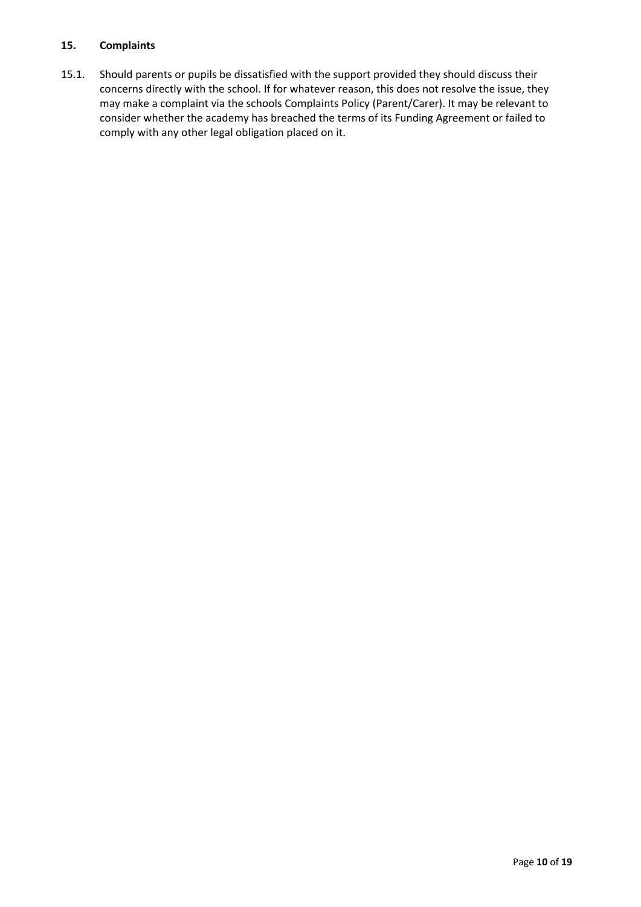## 15. Complaints

15.1. Should parents or pupils be dissatisfied with the support provided they should discuss their concerns directly with the school. If for whatever reason, this does not resolve the issue, they may make a complaint via the schools Complaints Policy (Parent/Carer). It may be relevant to consider whether the academy has breached the terms of its Funding Agreement or failed to comply with any other legal obligation placed on it.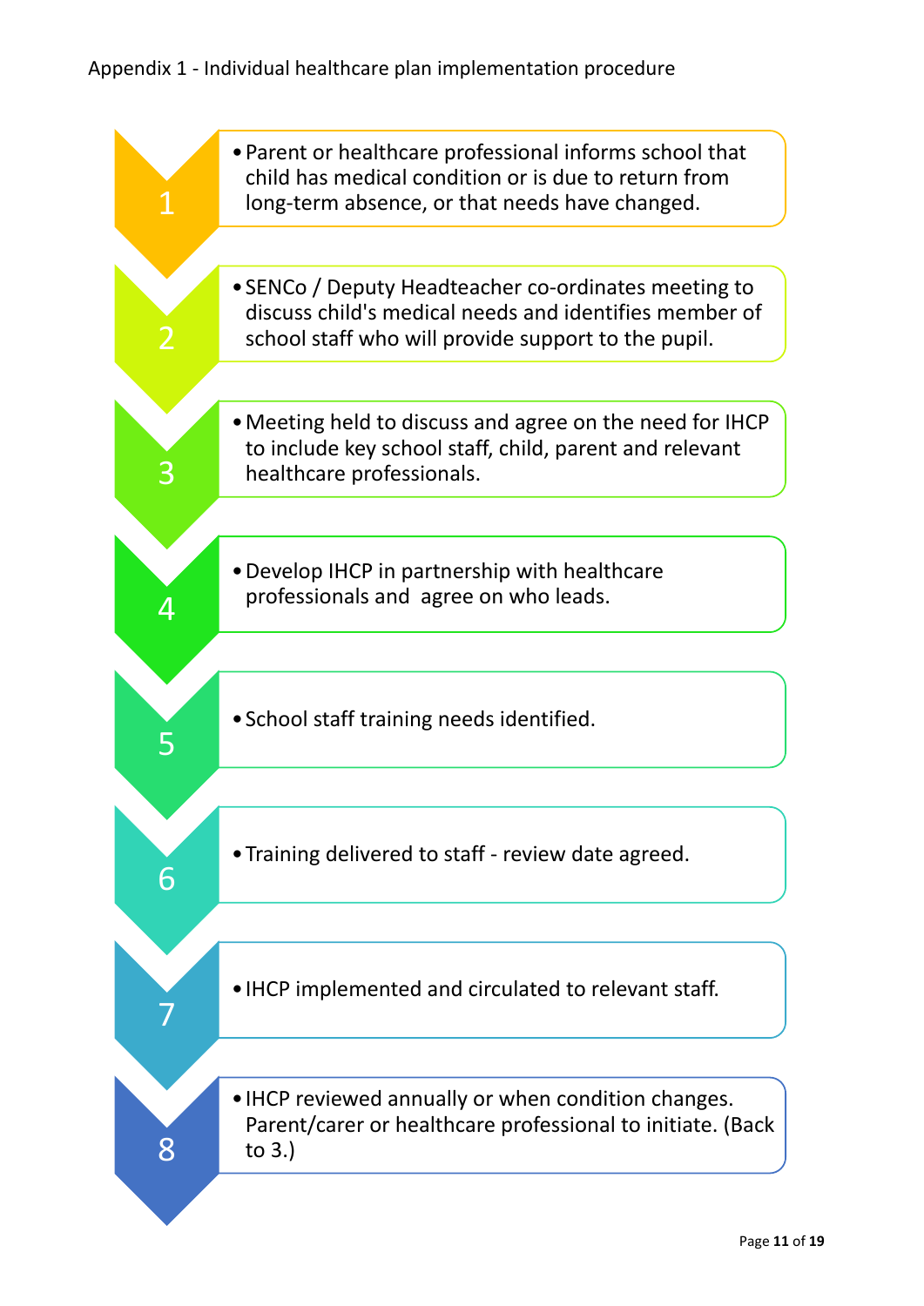Appendix 1 - Individual healthcare plan implementation procedure

1. Parent or healthcare professional informs school that child has medical condition or is due to return from long-term absence, or that needs have changed.
2. SENCo / Deputy Headteacher co-ordinates meeting to discuss child's medical needs and identifies member of school staff who will provide support to the pupil.
3. Meeting held to discuss and agree on the need for IHCP to include key school staff, child, parent and relevant healthcare professionals.
4. Develop IHCP in partnership with healthcare professionals and agree on who leads.
5. School staff training needs identified.
6. Training delivered to staff - review date agreed.
7. IHCP implemented and circulated to relevant staff.
8. IHCP reviewed annually or when condition changes. Parent/carer or healthcare professional to initiate. (Back to 3.)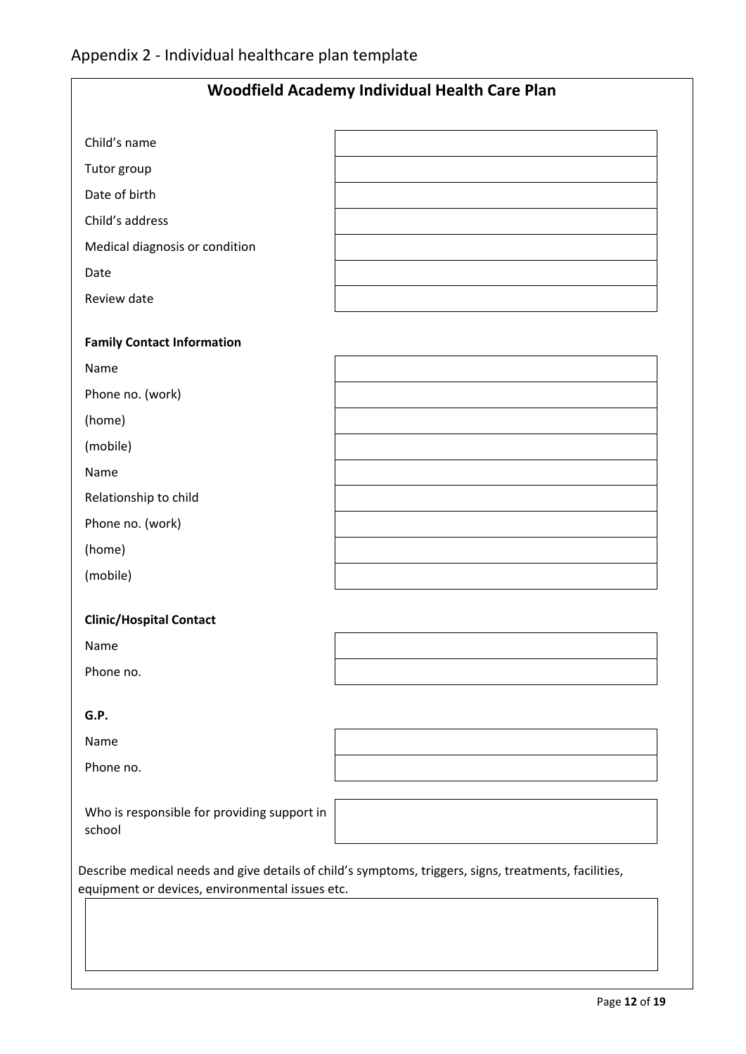## Appendix 2 - Individual healthcare plan template

### Woodfield Academy Individual Health Care Plan

| | |
|---|---|
| Child's name | |
| Tutor group | |
| Date of birth | |
| Child's address | |
| Medical diagnosis or condition | |
| Date | |
| Review date | |

**Family Contact Information**

| | |
|---|---|
| Name | |
| Phone no. (work) | |
| (home) | |
| (mobile) | |
| Name | |
| Relationship to child | |
| Phone no. (work) | |
| (home) | |
| (mobile) | |

**Clinic/Hospital Contact**

| | |
|---|---|
| Name | |
| Phone no. | |

**G.P.**

| | |
|---|---|
| Name | |
| Phone no. | |

| | |
|---|---|
| Who is responsible for providing support in school | |

Describe medical needs and give details of child's symptoms, triggers, signs, treatments, facilities, equipment or devices, environmental issues etc.

| |
|---|
| |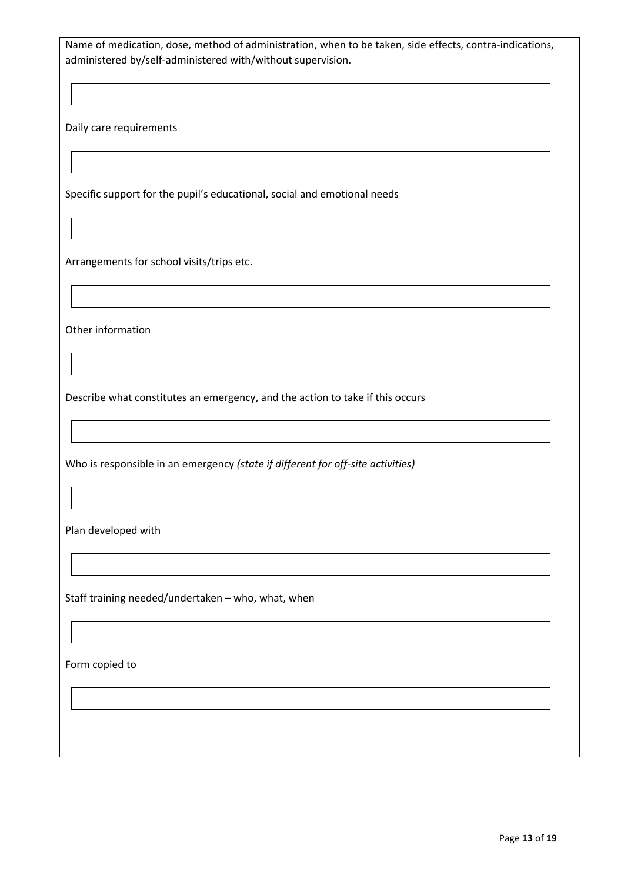Name of medication, dose, method of administration, when to be taken, side effects, contra-indications, administered by/self-administered with/without supervision.

| |
|---|
| |

Daily care requirements

| |
|---|
| |

Specific support for the pupil's educational, social and emotional needs

| |
|---|
| |

Arrangements for school visits/trips etc.

| |
|---|
| |

Other information

| |
|---|
| |

Describe what constitutes an emergency, and the action to take if this occurs

| |
|---|
| |

Who is responsible in an emergency *(state if different for off-site activities)*

| |
|---|
| |

Plan developed with

| |
|---|
| |

Staff training needed/undertaken – who, what, when

| |
|---|
| |

Form copied to

| |
|---|
| |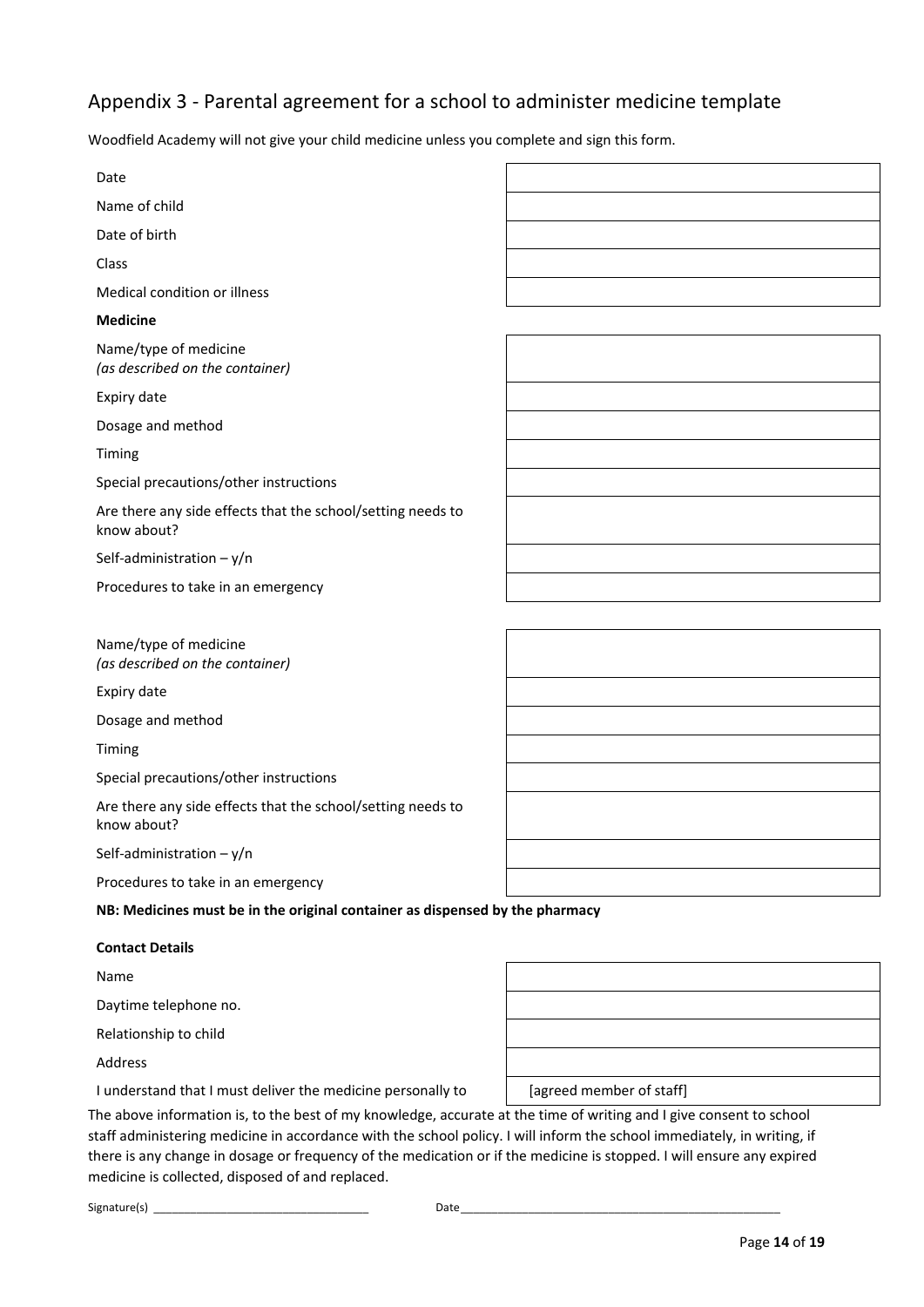## Appendix 3 - Parental agreement for a school to administer medicine template

Woodfield Academy will not give your child medicine unless you complete and sign this form.

| | |
|---|---|
| Date | |
| Name of child | |
| Date of birth | |
| Class | |
| Medical condition or illness | |

**Medicine**

| | |
|---|---|
| Name/type of medicine *(as described on the container)* | |
| Expiry date | |
| Dosage and method | |
| Timing | |
| Special precautions/other instructions | |
| Are there any side effects that the school/setting needs to know about? | |
| Self-administration – y/n | |
| Procedures to take in an emergency | |

| | |
|---|---|
| Name/type of medicine *(as described on the container)* | |
| Expiry date | |
| Dosage and method | |
| Timing | |
| Special precautions/other instructions | |
| Are there any side effects that the school/setting needs to know about? | |
| Self-administration – y/n | |
| Procedures to take in an emergency | |

**NB: Medicines must be in the original container as dispensed by the pharmacy**

**Contact Details**

| | |
|---|---|
| Name | |
| Daytime telephone no. | |
| Relationship to child | |
| Address | |
| I understand that I must deliver the medicine personally to | [agreed member of staff] |

The above information is, to the best of my knowledge, accurate at the time of writing and I give consent to school staff administering medicine in accordance with the school policy. I will inform the school immediately, in writing, if there is any change in dosage or frequency of the medication or if the medicine is stopped. I will ensure any expired medicine is collected, disposed of and replaced.

Signature(s) ________________________________ Date________________________________________________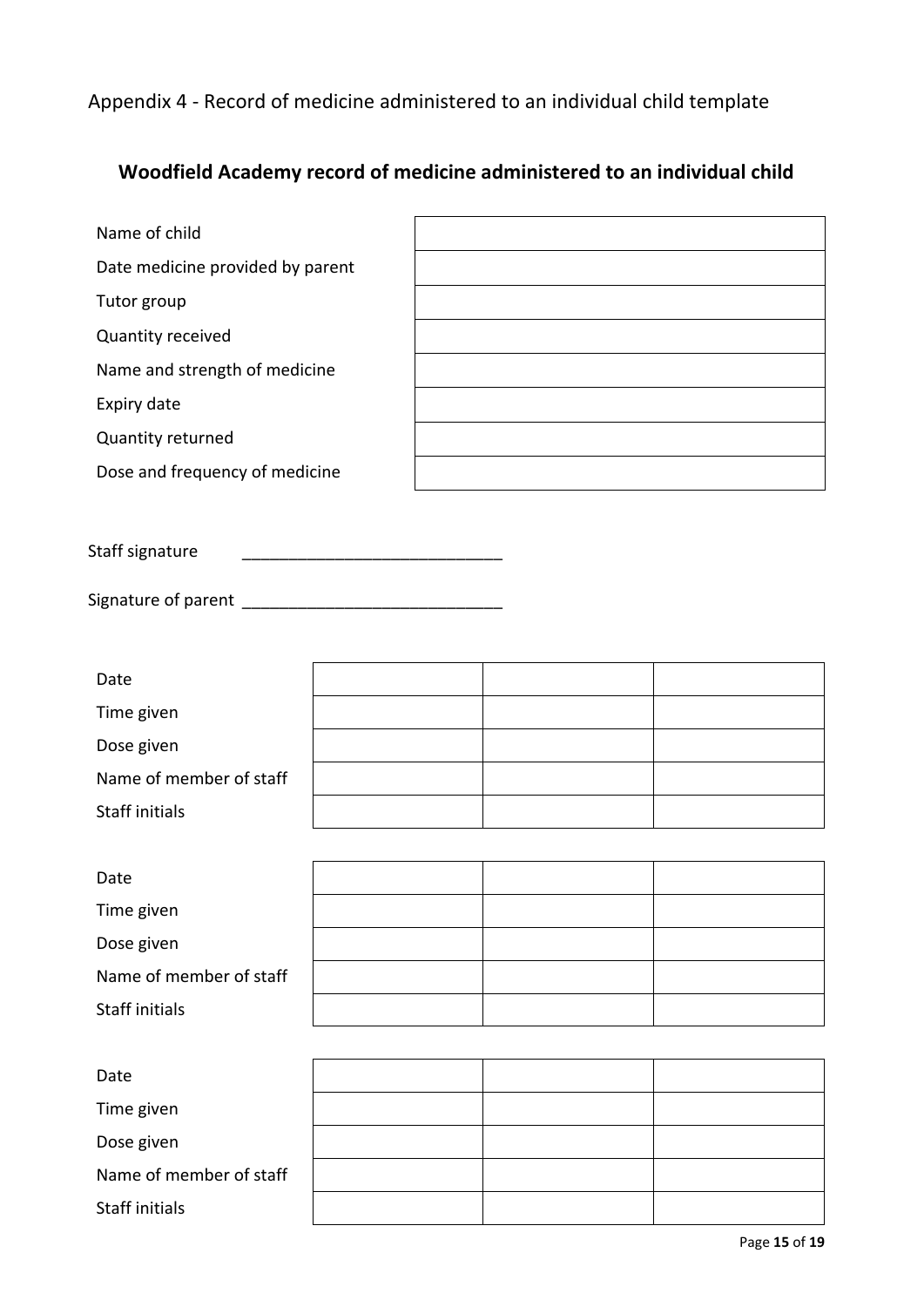Appendix 4 - Record of medicine administered to an individual child template

## Woodfield Academy record of medicine administered to an individual child

| | |
|---|---|
| Name of child | |
| Date medicine provided by parent | |
| Tutor group | |
| Quantity received | |
| Name and strength of medicine | |
| Expiry date | |
| Quantity returned | |
| Dose and frequency of medicine | |

Staff signature ____________________________

Signature of parent ____________________________

| | | | |
|---|---|---|---|
| Date | | | |
| Time given | | | |
| Dose given | | | |
| Name of member of staff | | | |
| Staff initials | | | |

| | | | |
|---|---|---|---|
| Date | | | |
| Time given | | | |
| Dose given | | | |
| Name of member of staff | | | |
| Staff initials | | | |

| | | | |
|---|---|---|---|
| Date | | | |
| Time given | | | |
| Dose given | | | |
| Name of member of staff | | | |
| Staff initials | | | |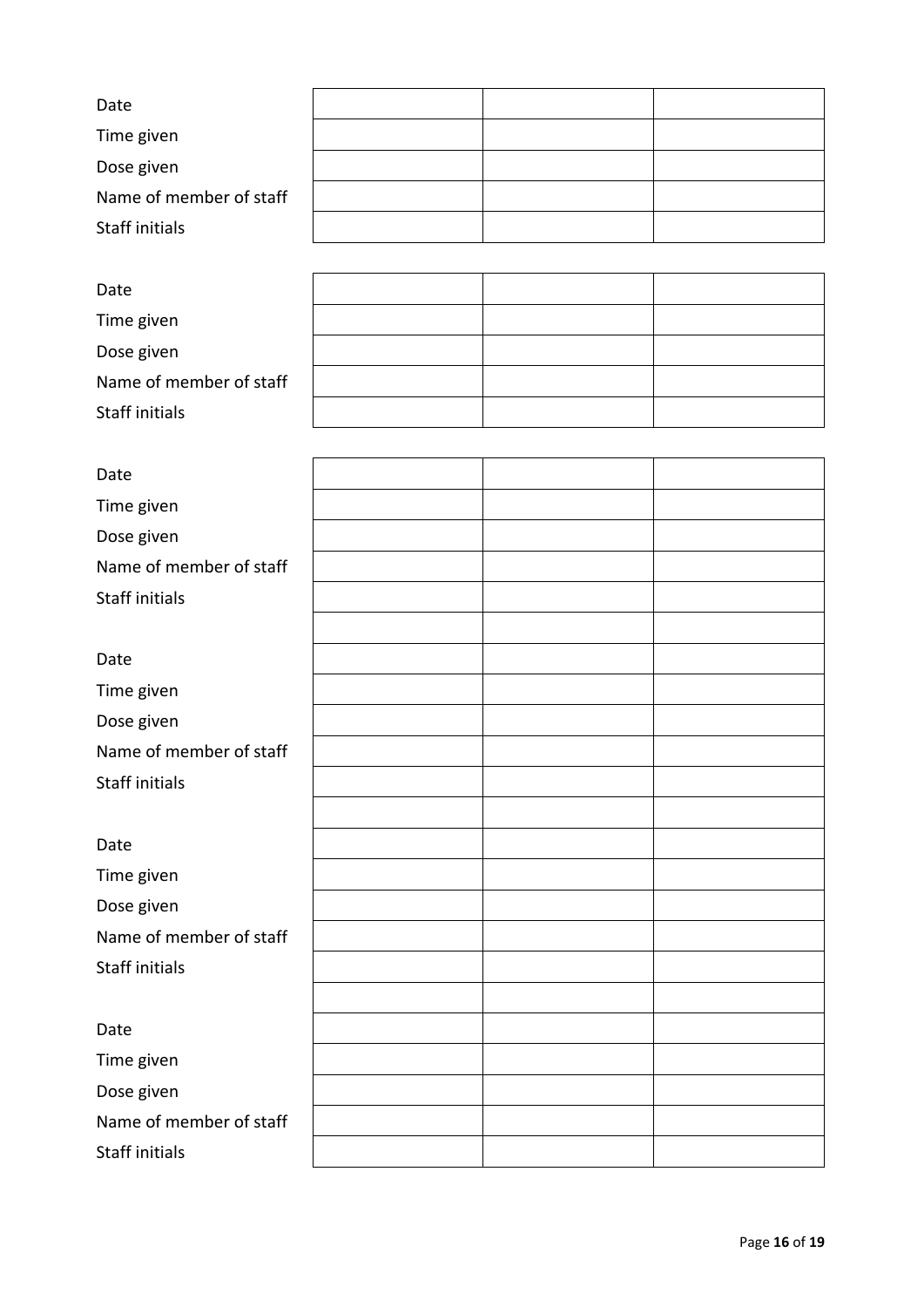| Date | | | |
|---|---|---|---|
| Time given | | | |
| Dose given | | | |
| Name of member of staff | | | |
| Staff initials | | | |

| Date | | | |
|---|---|---|---|
| Time given | | | |
| Dose given | | | |
| Name of member of staff | | | |
| Staff initials | | | |

| Date | | | |
|---|---|---|---|
| Time given | | | |
| Dose given | | | |
| Name of member of staff | | | |
| Staff initials | | | |
| | | | |
| Date | | | |
| Time given | | | |
| Dose given | | | |
| Name of member of staff | | | |
| Staff initials | | | |
| | | | |
| Date | | | |
| Time given | | | |
| Dose given | | | |
| Name of member of staff | | | |
| Staff initials | | | |
| | | | |
| Date | | | |
| Time given | | | |
| Dose given | | | |
| Name of member of staff | | | |
| Staff initials | | | |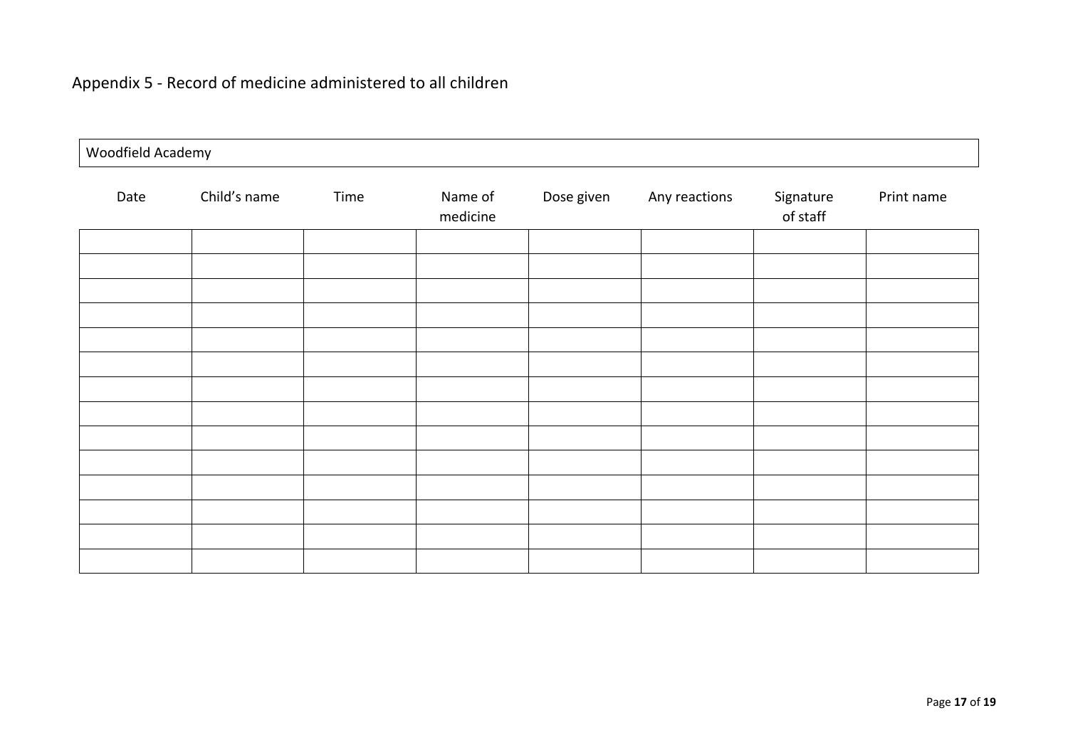# Appendix 5 - Record of medicine administered to all children

| Woodfield Academy | | | | | | | |
|---|---|---|---|---|---|---|---|
| Date | Child's name | Time | Name of medicine | Dose given | Any reactions | Signature of staff | Print name |
| | | | | | | | |
| | | | | | | | |
| | | | | | | | |
| | | | | | | | |
| | | | | | | | |
| | | | | | | | |
| | | | | | | | |
| | | | | | | | |
| | | | | | | | |
| | | | | | | | |
| | | | | | | | |
| | | | | | | | |
| | | | | | | | |
| | | | | | | | |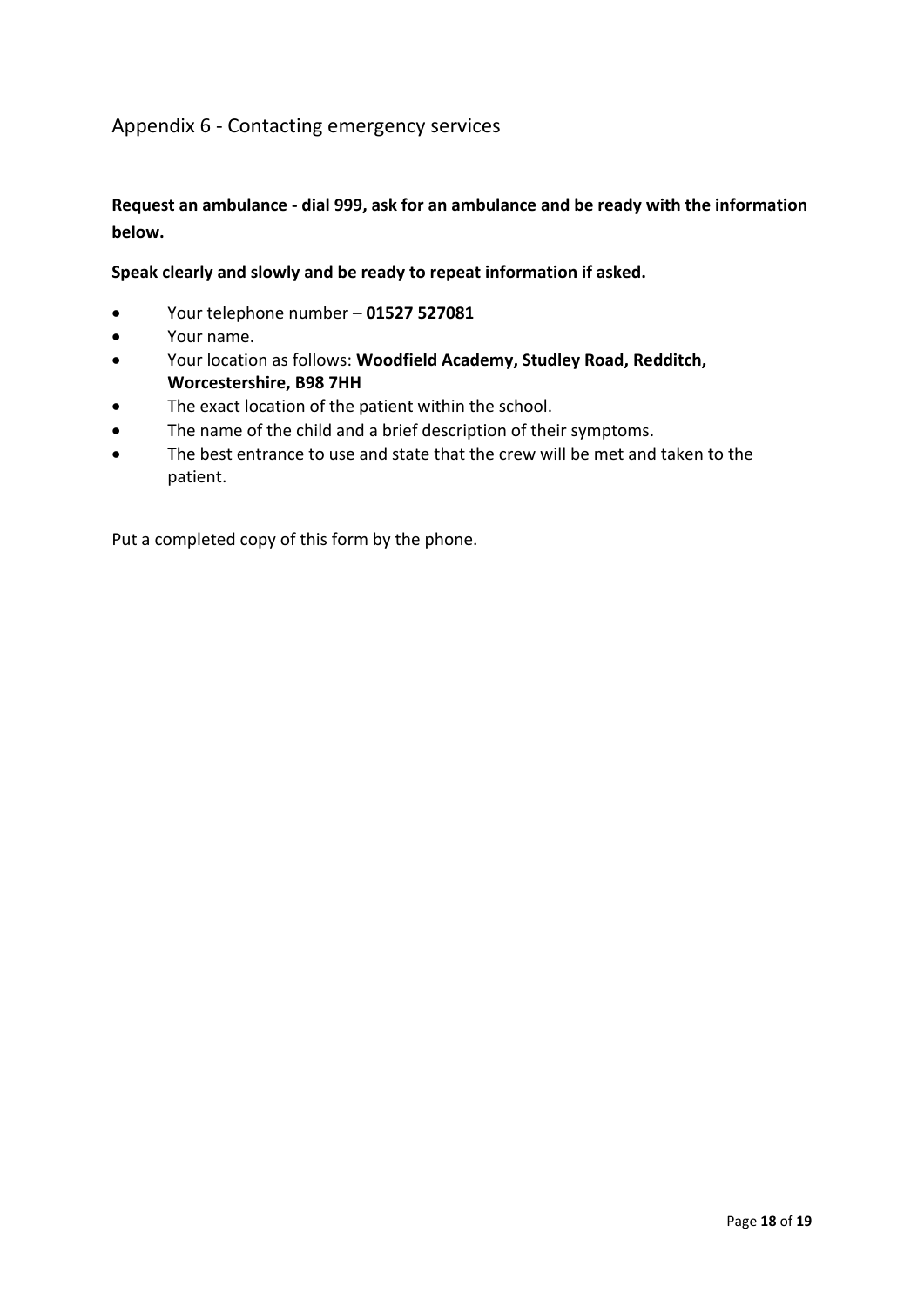## Appendix 6 - Contacting emergency services

**Request an ambulance - dial 999, ask for an ambulance and be ready with the information below.**

**Speak clearly and slowly and be ready to repeat information if asked.**

- Your telephone number – **01527 527081**
- Your name.
- Your location as follows: **Woodfield Academy, Studley Road, Redditch, Worcestershire, B98 7HH**
- The exact location of the patient within the school.
- The name of the child and a brief description of their symptoms.
- The best entrance to use and state that the crew will be met and taken to the patient.

Put a completed copy of this form by the phone.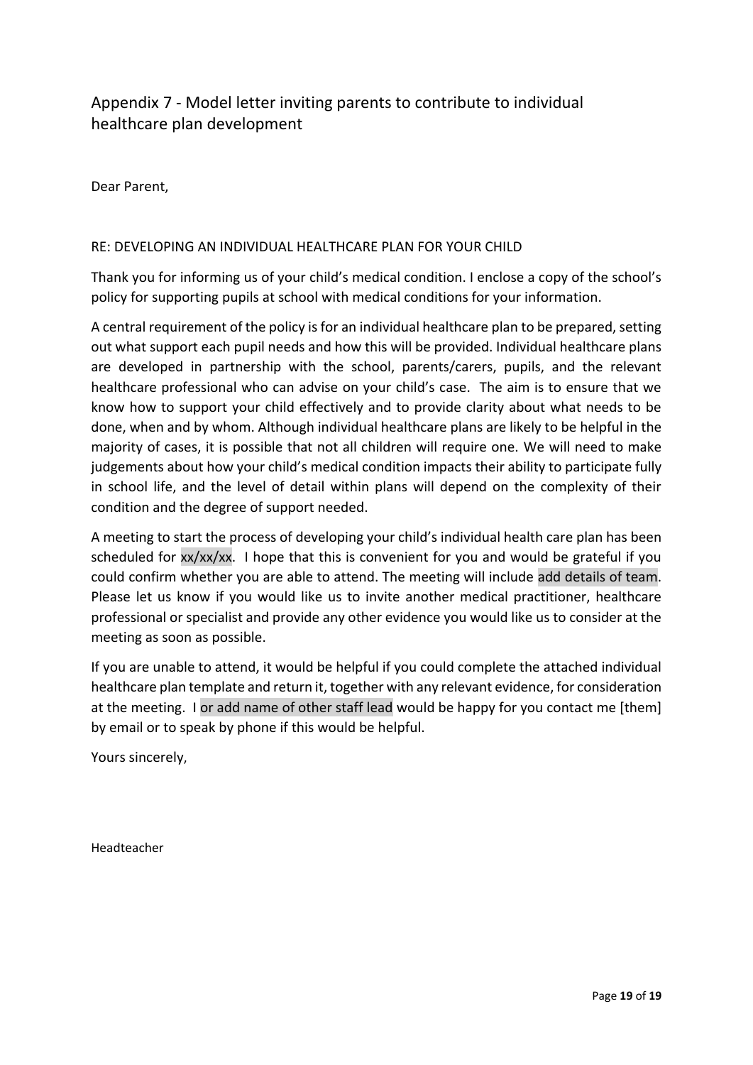## Appendix 7 - Model letter inviting parents to contribute to individual healthcare plan development

Dear Parent,

RE: DEVELOPING AN INDIVIDUAL HEALTHCARE PLAN FOR YOUR CHILD

Thank you for informing us of your child's medical condition. I enclose a copy of the school's policy for supporting pupils at school with medical conditions for your information.

A central requirement of the policy is for an individual healthcare plan to be prepared, setting out what support each pupil needs and how this will be provided. Individual healthcare plans are developed in partnership with the school, parents/carers, pupils, and the relevant healthcare professional who can advise on your child's case. The aim is to ensure that we know how to support your child effectively and to provide clarity about what needs to be done, when and by whom. Although individual healthcare plans are likely to be helpful in the majority of cases, it is possible that not all children will require one. We will need to make judgements about how your child's medical condition impacts their ability to participate fully in school life, and the level of detail within plans will depend on the complexity of their condition and the degree of support needed.

A meeting to start the process of developing your child's individual health care plan has been scheduled for xx/xx/xx. I hope that this is convenient for you and would be grateful if you could confirm whether you are able to attend. The meeting will include add details of team. Please let us know if you would like us to invite another medical practitioner, healthcare professional or specialist and provide any other evidence you would like us to consider at the meeting as soon as possible.

If you are unable to attend, it would be helpful if you could complete the attached individual healthcare plan template and return it, together with any relevant evidence, for consideration at the meeting. I or add name of other staff lead would be happy for you contact me [them] by email or to speak by phone if this would be helpful.

Yours sincerely,

Headteacher